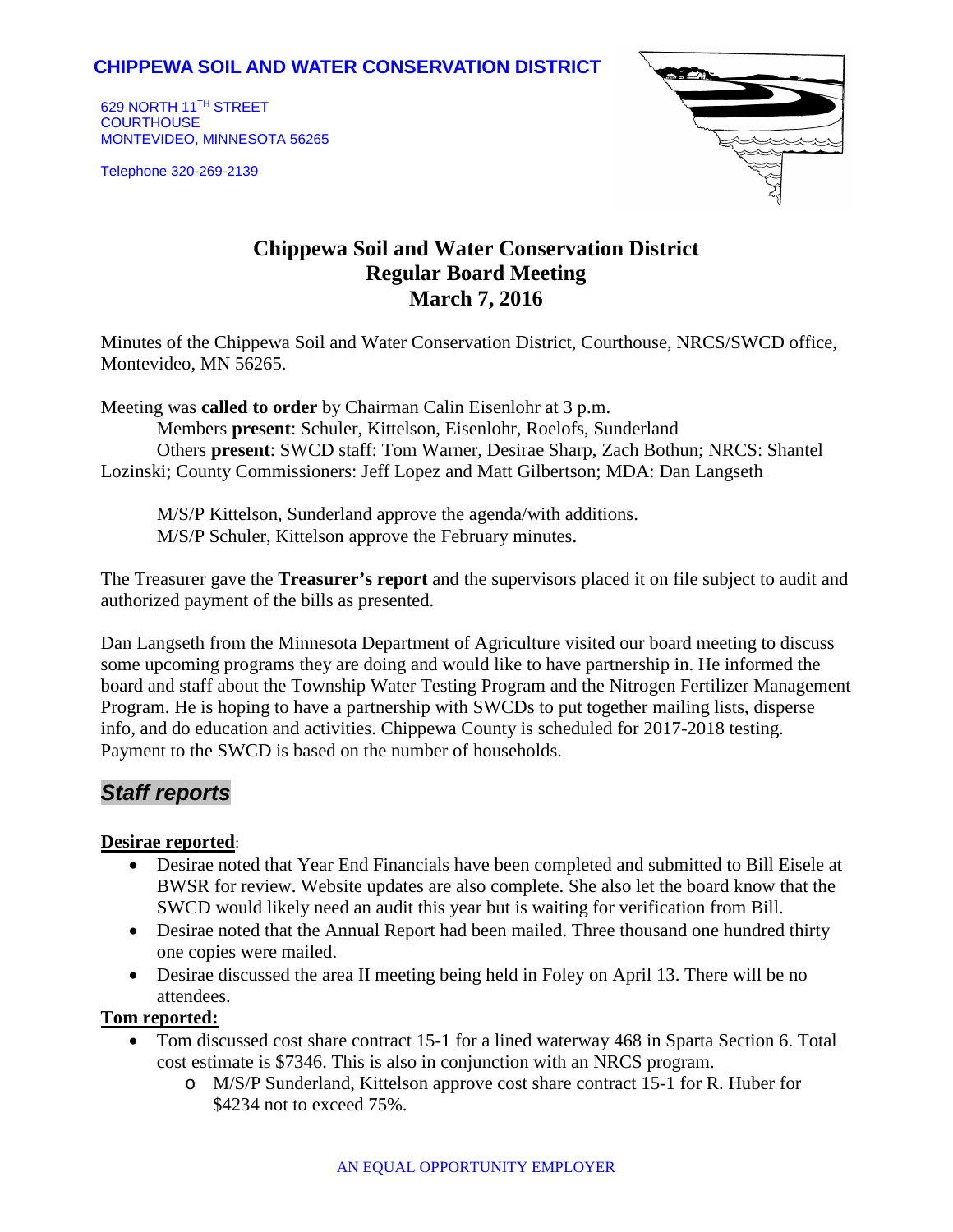**CHIPPEWA SOIL AND WATER CONSERVATION DISTRICT**

629 NORTH 11TH STREET
COURTHOUSE
MONTEVIDEO, MINNESOTA 56265

Telephone 320-269-2139

# Chippewa Soil and Water Conservation District
# Regular Board Meeting
# March 7, 2016

Minutes of the Chippewa Soil and Water Conservation District, Courthouse, NRCS/SWCD office, Montevideo, MN 56265.

Meeting was **called to order** by Chairman Calin Eisenlohr at 3 p.m.
Members **present**: Schuler, Kittelson, Eisenlohr, Roelofs, Sunderland
Others **present**: SWCD staff: Tom Warner, Desirae Sharp, Zach Bothun; NRCS: Shantel Lozinski; County Commissioners: Jeff Lopez and Matt Gilbertson; MDA: Dan Langseth

M/S/P Kittelson, Sunderland approve the agenda/with additions.
M/S/P Schuler, Kittelson approve the February minutes.

The Treasurer gave the **Treasurer's report** and the supervisors placed it on file subject to audit and authorized payment of the bills as presented.

Dan Langseth from the Minnesota Department of Agriculture visited our board meeting to discuss some upcoming programs they are doing and would like to have partnership in. He informed the board and staff about the Township Water Testing Program and the Nitrogen Fertilizer Management Program. He is hoping to have a partnership with SWCDs to put together mailing lists, disperse info, and do education and activities. Chippewa County is scheduled for 2017-2018 testing. Payment to the SWCD is based on the number of households.

## *Staff reports*

**Desirae reported**:

- Desirae noted that Year End Financials have been completed and submitted to Bill Eisele at BWSR for review. Website updates are also complete. She also let the board know that the SWCD would likely need an audit this year but is waiting for verification from Bill.
- Desirae noted that the Annual Report had been mailed. Three thousand one hundred thirty one copies were mailed.
- Desirae discussed the area II meeting being held in Foley on April 13. There will be no attendees.

**Tom reported:**

- Tom discussed cost share contract 15-1 for a lined waterway 468 in Sparta Section 6. Total cost estimate is $7346. This is also in conjunction with an NRCS program.
  - M/S/P Sunderland, Kittelson approve cost share contract 15-1 for R. Huber for $4234 not to exceed 75%.

AN EQUAL OPPORTUNITY EMPLOYER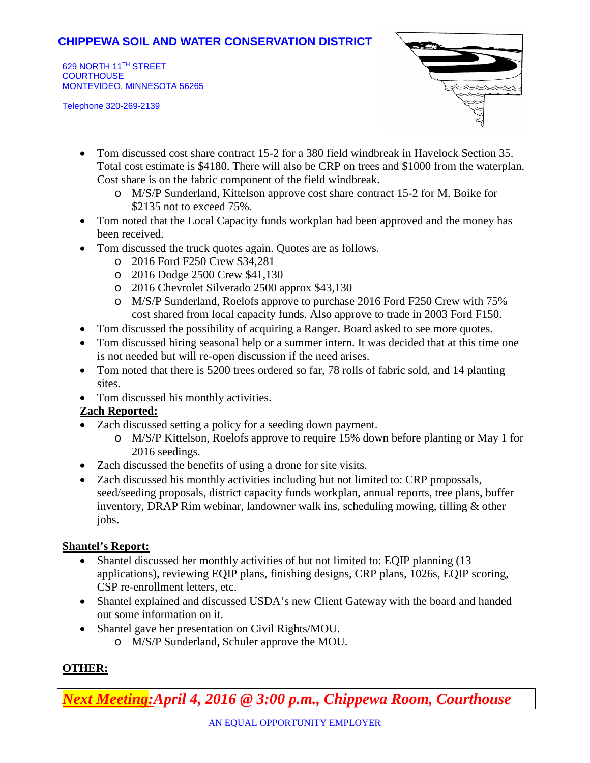CHIPPEWA SOIL AND WATER CONSERVATION DISTRICT

629 NORTH 11TH STREET
COURTHOUSE
MONTEVIDEO, MINNESOTA 56265

Telephone 320-269-2139

- Tom discussed cost share contract 15-2 for a 380 field windbreak in Havelock Section 35. Total cost estimate is $4180. There will also be CRP on trees and $1000 from the waterplan. Cost share is on the fabric component of the field windbreak.
  - M/S/P Sunderland, Kittelson approve cost share contract 15-2 for M. Boike for $2135 not to exceed 75%.
- Tom noted that the Local Capacity funds workplan had been approved and the money has been received.
- Tom discussed the truck quotes again. Quotes are as follows.
  - 2016 Ford F250 Crew $34,281
  - 2016 Dodge 2500 Crew $41,130
  - 2016 Chevrolet Silverado 2500 approx $43,130
  - M/S/P Sunderland, Roelofs approve to purchase 2016 Ford F250 Crew with 75% cost shared from local capacity funds. Also approve to trade in 2003 Ford F150.
- Tom discussed the possibility of acquiring a Ranger. Board asked to see more quotes.
- Tom discussed hiring seasonal help or a summer intern. It was decided that at this time one is not needed but will re-open discussion if the need arises.
- Tom noted that there is 5200 trees ordered so far, 78 rolls of fabric sold, and 14 planting sites.
- Tom discussed his monthly activities.

**Zach Reported:**

- Zach discussed setting a policy for a seeding down payment.
  - M/S/P Kittelson, Roelofs approve to require 15% down before planting or May 1 for 2016 seedings.
- Zach discussed the benefits of using a drone for site visits.
- Zach discussed his monthly activities including but not limited to: CRP propossals, seed/seeding proposals, district capacity funds workplan, annual reports, tree plans, buffer inventory, DRAP Rim webinar, landowner walk ins, scheduling mowing, tilling & other jobs.

**Shantel's Report:**

- Shantel discussed her monthly activities of but not limited to: EQIP planning (13 applications), reviewing EQIP plans, finishing designs, CRP plans, 1026s, EQIP scoring, CSP re-enrollment letters, etc.
- Shantel explained and discussed USDA's new Client Gateway with the board and handed out some information on it.
- Shantel gave her presentation on Civil Rights/MOU.
  - M/S/P Sunderland, Schuler approve the MOU.

**OTHER:**

***Next Meeting:April 4, 2016 @ 3:00 p.m., Chippewa Room, Courthouse***

AN EQUAL OPPORTUNITY EMPLOYER